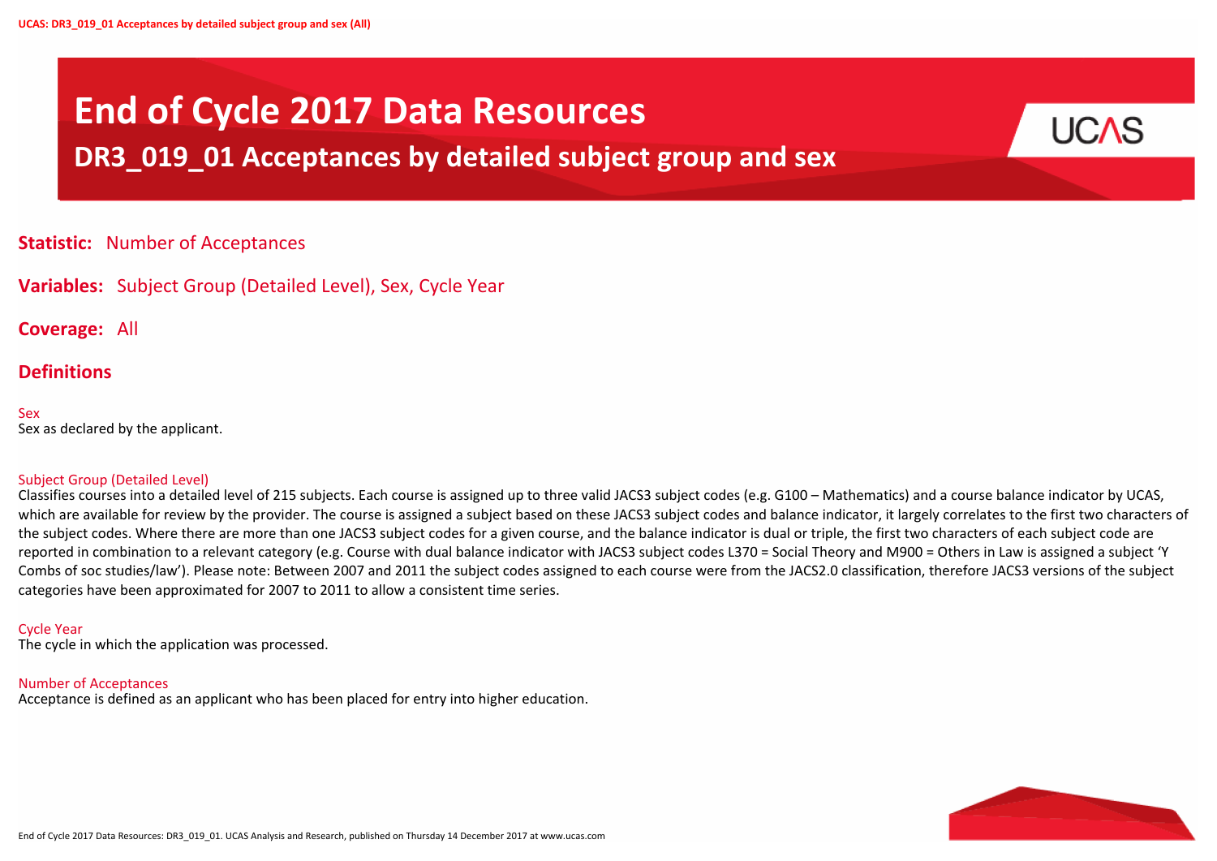# End of Cycle 2017 Data Resources

## DR3_019_01 Acceptances by detailed subject group and sex

**Statistic:** Number of Acceptances

**Variables:** Subject Group (Detailed Level), Sex, Cycle Year

**Coverage:** All

## Definitions

**Sex**
Sex as declared by the applicant.

**Subject Group (Detailed Level)**
Classifies courses into a detailed level of 215 subjects. Each course is assigned up to three valid JACS3 subject codes (e.g. G100 – Mathematics) and a course balance indicator by UCAS, which are available for review by the provider. The course is assigned a subject based on these JACS3 subject codes and balance indicator, it largely correlates to the first two characters of the subject codes. Where there are more than one JACS3 subject codes for a given course, and the balance indicator is dual or triple, the first two characters of each subject code are reported in combination to a relevant category (e.g. Course with dual balance indicator with JACS3 subject codes L370 = Social Theory and M900 = Others in Law is assigned a subject 'Y Combs of soc studies/law'). Please note: Between 2007 and 2011 the subject codes assigned to each course were from the JACS2.0 classification, therefore JACS3 versions of the subject categories have been approximated for 2007 to 2011 to allow a consistent time series.

**Cycle Year**
The cycle in which the application was processed.

**Number of Acceptances**
Acceptance is defined as an applicant who has been placed for entry into higher education.

End of Cycle 2017 Data Resources: DR3_019_01. UCAS Analysis and Research, published on Thursday 14 December 2017 at www.ucas.com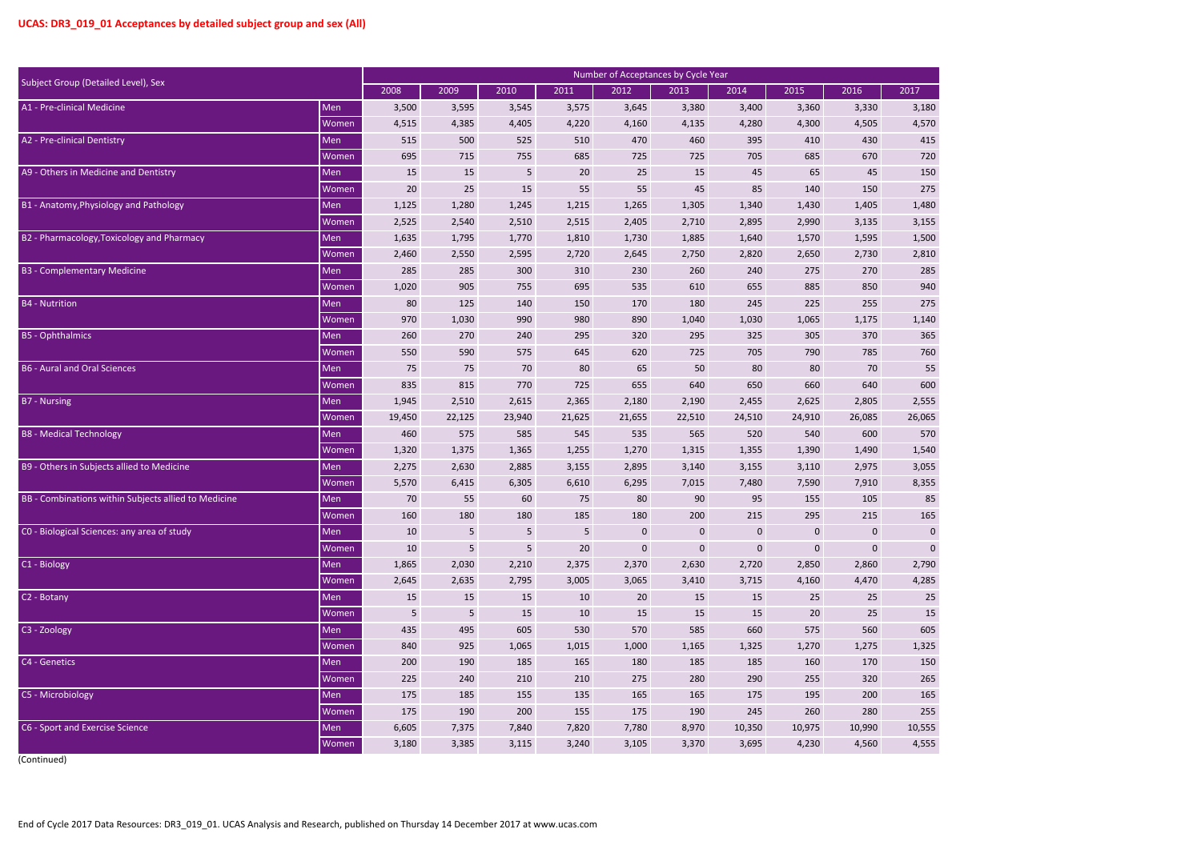**UCAS: DR3_019_01 Acceptances by detailed subject group and sex (All)**

| Subject Group (Detailed Level), Sex | | Number of Acceptances by Cycle Year | | | | | | | | | |
|---|---|---|---|---|---|---|---|---|---|---|---|
| | | 2008 | 2009 | 2010 | 2011 | 2012 | 2013 | 2014 | 2015 | 2016 | 2017 |
| A1 - Pre-clinical Medicine | Men | 3,500 | 3,595 | 3,545 | 3,575 | 3,645 | 3,380 | 3,400 | 3,360 | 3,330 | 3,180 |
| | Women | 4,515 | 4,385 | 4,405 | 4,220 | 4,160 | 4,135 | 4,280 | 4,300 | 4,505 | 4,570 |
| A2 - Pre-clinical Dentistry | Men | 515 | 500 | 525 | 510 | 470 | 460 | 395 | 410 | 430 | 415 |
| | Women | 695 | 715 | 755 | 685 | 725 | 725 | 705 | 685 | 670 | 720 |
| A9 - Others in Medicine and Dentistry | Men | 15 | 15 | 5 | 20 | 25 | 15 | 45 | 65 | 45 | 150 |
| | Women | 20 | 25 | 15 | 55 | 55 | 45 | 85 | 140 | 150 | 275 |
| B1 - Anatomy,Physiology and Pathology | Men | 1,125 | 1,280 | 1,245 | 1,215 | 1,265 | 1,305 | 1,340 | 1,430 | 1,405 | 1,480 |
| | Women | 2,525 | 2,540 | 2,510 | 2,515 | 2,405 | 2,710 | 2,895 | 2,990 | 3,135 | 3,155 |
| B2 - Pharmacology,Toxicology and Pharmacy | Men | 1,635 | 1,795 | 1,770 | 1,810 | 1,730 | 1,885 | 1,640 | 1,570 | 1,595 | 1,500 |
| | Women | 2,460 | 2,550 | 2,595 | 2,720 | 2,645 | 2,750 | 2,820 | 2,650 | 2,730 | 2,810 |
| B3 - Complementary Medicine | Men | 285 | 285 | 300 | 310 | 230 | 260 | 240 | 275 | 270 | 285 |
| | Women | 1,020 | 905 | 755 | 695 | 535 | 610 | 655 | 885 | 850 | 940 |
| B4 - Nutrition | Men | 80 | 125 | 140 | 150 | 170 | 180 | 245 | 225 | 255 | 275 |
| | Women | 970 | 1,030 | 990 | 980 | 890 | 1,040 | 1,030 | 1,065 | 1,175 | 1,140 |
| B5 - Ophthalmics | Men | 260 | 270 | 240 | 295 | 320 | 295 | 325 | 305 | 370 | 365 |
| | Women | 550 | 590 | 575 | 645 | 620 | 725 | 705 | 790 | 785 | 760 |
| B6 - Aural and Oral Sciences | Men | 75 | 75 | 70 | 80 | 65 | 50 | 80 | 80 | 70 | 55 |
| | Women | 835 | 815 | 770 | 725 | 655 | 640 | 650 | 660 | 640 | 600 |
| B7 - Nursing | Men | 1,945 | 2,510 | 2,615 | 2,365 | 2,180 | 2,190 | 2,455 | 2,625 | 2,805 | 2,555 |
| | Women | 19,450 | 22,125 | 23,940 | 21,625 | 21,655 | 22,510 | 24,510 | 24,910 | 26,085 | 26,065 |
| B8 - Medical Technology | Men | 460 | 575 | 585 | 545 | 535 | 565 | 520 | 540 | 600 | 570 |
| | Women | 1,320 | 1,375 | 1,365 | 1,255 | 1,270 | 1,315 | 1,355 | 1,390 | 1,490 | 1,540 |
| B9 - Others in Subjects allied to Medicine | Men | 2,275 | 2,630 | 2,885 | 3,155 | 2,895 | 3,140 | 3,155 | 3,110 | 2,975 | 3,055 |
| | Women | 5,570 | 6,415 | 6,305 | 6,610 | 6,295 | 7,015 | 7,480 | 7,590 | 7,910 | 8,355 |
| BB - Combinations within Subjects allied to Medicine | Men | 70 | 55 | 60 | 75 | 80 | 90 | 95 | 155 | 105 | 85 |
| | Women | 160 | 180 | 180 | 185 | 180 | 200 | 215 | 295 | 215 | 165 |
| C0 - Biological Sciences: any area of study | Men | 10 | 5 | 5 | 5 | 0 | 0 | 0 | 0 | 0 | 0 |
| | Women | 10 | 5 | 5 | 20 | 0 | 0 | 0 | 0 | 0 | 0 |
| C1 - Biology | Men | 1,865 | 2,030 | 2,210 | 2,375 | 2,370 | 2,630 | 2,720 | 2,850 | 2,860 | 2,790 |
| | Women | 2,645 | 2,635 | 2,795 | 3,005 | 3,065 | 3,410 | 3,715 | 4,160 | 4,470 | 4,285 |
| C2 - Botany | Men | 15 | 15 | 15 | 10 | 20 | 15 | 15 | 25 | 25 | 25 |
| | Women | 5 | 5 | 15 | 10 | 15 | 15 | 15 | 20 | 25 | 15 |
| C3 - Zoology | Men | 435 | 495 | 605 | 530 | 570 | 585 | 660 | 575 | 560 | 605 |
| | Women | 840 | 925 | 1,065 | 1,015 | 1,000 | 1,165 | 1,325 | 1,270 | 1,275 | 1,325 |
| C4 - Genetics | Men | 200 | 190 | 185 | 165 | 180 | 185 | 185 | 160 | 170 | 150 |
| | Women | 225 | 240 | 210 | 210 | 275 | 280 | 290 | 255 | 320 | 265 |
| C5 - Microbiology | Men | 175 | 185 | 155 | 135 | 165 | 165 | 175 | 195 | 200 | 165 |
| | Women | 175 | 190 | 200 | 155 | 175 | 190 | 245 | 260 | 280 | 255 |
| C6 - Sport and Exercise Science | Men | 6,605 | 7,375 | 7,840 | 7,820 | 7,780 | 8,970 | 10,350 | 10,975 | 10,990 | 10,555 |
| | Women | 3,180 | 3,385 | 3,115 | 3,240 | 3,105 | 3,370 | 3,695 | 4,230 | 4,560 | 4,555 |

(Continued)

End of Cycle 2017 Data Resources: DR3_019_01. UCAS Analysis and Research, published on Thursday 14 December 2017 at www.ucas.com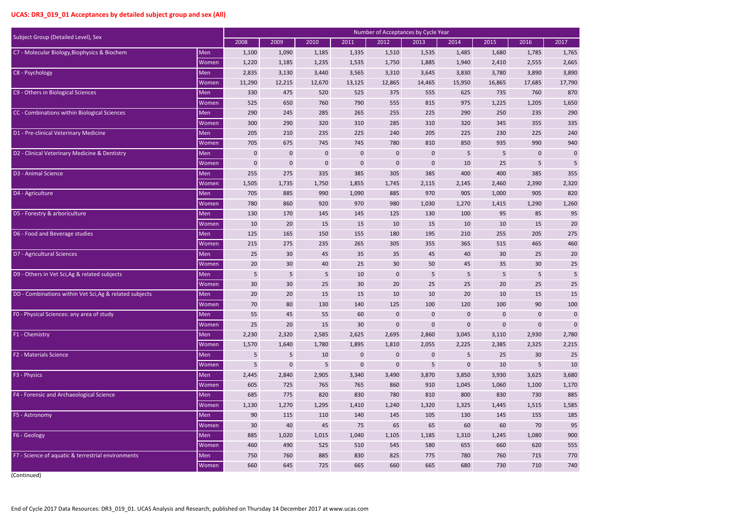**UCAS: DR3_019_01 Acceptances by detailed subject group and sex (All)**

| Subject Group (Detailed Level), Sex | | Number of Acceptances by Cycle Year | | | | | | | | | |
|---|---|---|---|---|---|---|---|---|---|---|---|
| | | 2008 | 2009 | 2010 | 2011 | 2012 | 2013 | 2014 | 2015 | 2016 | 2017 |
| C7 - Molecular Biology,Biophysics & Biochem | Men | 1,100 | 1,090 | 1,185 | 1,335 | 1,510 | 1,535 | 1,485 | 1,680 | 1,785 | 1,765 |
| | Women | 1,220 | 1,185 | 1,235 | 1,535 | 1,750 | 1,885 | 1,940 | 2,410 | 2,555 | 2,665 |
| C8 - Psychology | Men | 2,835 | 3,130 | 3,440 | 3,565 | 3,310 | 3,645 | 3,830 | 3,780 | 3,890 | 3,890 |
| | Women | 11,290 | 12,215 | 12,670 | 13,125 | 12,865 | 14,465 | 15,950 | 16,865 | 17,685 | 17,790 |
| C9 - Others in Biological Sciences | Men | 330 | 475 | 520 | 525 | 375 | 555 | 625 | 735 | 760 | 870 |
| | Women | 525 | 650 | 760 | 790 | 555 | 815 | 975 | 1,225 | 1,205 | 1,650 |
| CC - Combinations within Biological Sciences | Men | 290 | 245 | 285 | 265 | 255 | 225 | 290 | 250 | 235 | 290 |
| | Women | 300 | 290 | 320 | 310 | 285 | 310 | 320 | 345 | 355 | 335 |
| D1 - Pre-clinical Veterinary Medicine | Men | 205 | 210 | 235 | 225 | 240 | 205 | 225 | 230 | 225 | 240 |
| | Women | 705 | 675 | 745 | 745 | 780 | 810 | 850 | 935 | 990 | 940 |
| D2 - Clinical Veterinary Medicine & Dentistry | Men | 0 | 0 | 0 | 0 | 0 | 0 | 5 | 5 | 0 | 0 |
| | Women | 0 | 0 | 0 | 0 | 0 | 0 | 10 | 25 | 5 | 5 |
| D3 - Animal Science | Men | 255 | 275 | 335 | 385 | 305 | 385 | 400 | 400 | 385 | 355 |
| | Women | 1,505 | 1,735 | 1,750 | 1,855 | 1,745 | 2,115 | 2,145 | 2,460 | 2,390 | 2,320 |
| D4 - Agriculture | Men | 705 | 885 | 990 | 1,090 | 885 | 970 | 905 | 1,000 | 905 | 820 |
| | Women | 780 | 860 | 920 | 970 | 980 | 1,030 | 1,270 | 1,415 | 1,290 | 1,260 |
| D5 - Forestry & arboriculture | Men | 130 | 170 | 145 | 145 | 125 | 130 | 100 | 95 | 85 | 95 |
| | Women | 10 | 20 | 15 | 15 | 10 | 15 | 10 | 10 | 15 | 20 |
| D6 - Food and Beverage studies | Men | 125 | 165 | 150 | 155 | 180 | 195 | 210 | 255 | 205 | 275 |
| | Women | 215 | 275 | 235 | 265 | 305 | 355 | 365 | 515 | 465 | 460 |
| D7 - Agricultural Sciences | Men | 25 | 30 | 45 | 35 | 35 | 45 | 40 | 30 | 25 | 20 |
| | Women | 20 | 30 | 40 | 25 | 30 | 50 | 45 | 35 | 30 | 25 |
| D9 - Others in Vet Sci,Ag & related subjects | Men | 5 | 5 | 5 | 10 | 0 | 5 | 5 | 5 | 5 | 5 |
| | Women | 30 | 30 | 25 | 30 | 20 | 25 | 25 | 20 | 25 | 25 |
| DD - Combinations within Vet Sci,Ag & related subjects | Men | 20 | 20 | 15 | 15 | 10 | 10 | 20 | 10 | 15 | 15 |
| | Women | 70 | 80 | 130 | 140 | 125 | 100 | 120 | 100 | 90 | 100 |
| F0 - Physical Sciences: any area of study | Men | 55 | 45 | 55 | 60 | 0 | 0 | 0 | 0 | 0 | 0 |
| | Women | 25 | 20 | 15 | 30 | 0 | 0 | 0 | 0 | 0 | 0 |
| F1 - Chemistry | Men | 2,230 | 2,320 | 2,585 | 2,625 | 2,695 | 2,860 | 3,045 | 3,110 | 2,930 | 2,780 |
| | Women | 1,570 | 1,640 | 1,780 | 1,895 | 1,810 | 2,055 | 2,225 | 2,385 | 2,325 | 2,215 |
| F2 - Materials Science | Men | 5 | 5 | 10 | 0 | 0 | 0 | 5 | 25 | 30 | 25 |
| | Women | 5 | 0 | 5 | 0 | 0 | 5 | 0 | 10 | 5 | 10 |
| F3 - Physics | Men | 2,445 | 2,840 | 2,905 | 3,340 | 3,490 | 3,870 | 3,850 | 3,930 | 3,625 | 3,680 |
| | Women | 605 | 725 | 765 | 765 | 860 | 910 | 1,045 | 1,060 | 1,100 | 1,170 |
| F4 - Forensic and Archaeological Science | Men | 685 | 775 | 820 | 830 | 780 | 810 | 800 | 830 | 730 | 885 |
| | Women | 1,130 | 1,270 | 1,295 | 1,410 | 1,240 | 1,320 | 1,325 | 1,445 | 1,515 | 1,585 |
| F5 - Astronomy | Men | 90 | 115 | 110 | 140 | 145 | 105 | 130 | 145 | 155 | 185 |
| | Women | 30 | 40 | 45 | 75 | 65 | 65 | 60 | 60 | 70 | 95 |
| F6 - Geology | Men | 885 | 1,020 | 1,015 | 1,040 | 1,105 | 1,185 | 1,310 | 1,245 | 1,080 | 900 |
| | Women | 460 | 490 | 525 | 510 | 545 | 580 | 655 | 660 | 620 | 555 |
| F7 - Science of aquatic & terrestrial environments | Men | 750 | 760 | 885 | 830 | 825 | 775 | 780 | 760 | 715 | 770 |
| | Women | 660 | 645 | 725 | 665 | 660 | 665 | 680 | 730 | 710 | 740 |

(Continued)

End of Cycle 2017 Data Resources: DR3_019_01. UCAS Analysis and Research, published on Thursday 14 December 2017 at www.ucas.com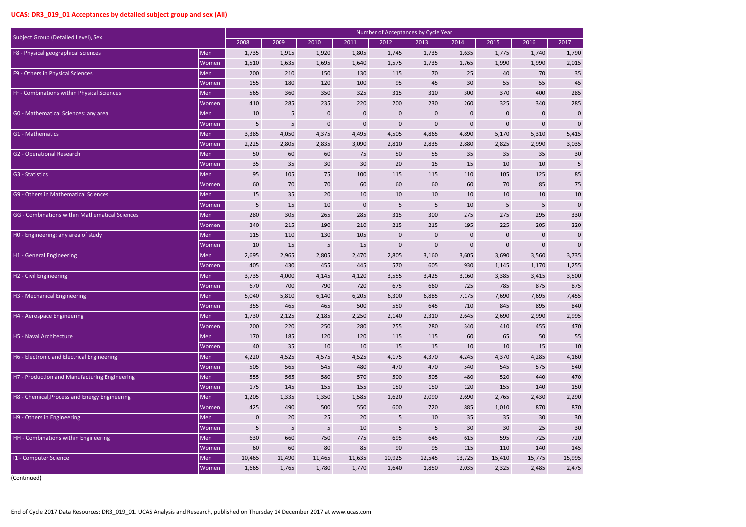## UCAS: DR3_019_01 Acceptances by detailed subject group and sex (All)

| Subject Group (Detailed Level), Sex | | Number of Acceptances by Cycle Year | | | | | | | | | |
|---|---|---|---|---|---|---|---|---|---|---|---|
| | | 2008 | 2009 | 2010 | 2011 | 2012 | 2013 | 2014 | 2015 | 2016 | 2017 |
| F8 - Physical geographical sciences | Men | 1,735 | 1,915 | 1,920 | 1,805 | 1,745 | 1,735 | 1,635 | 1,775 | 1,740 | 1,790 |
| | Women | 1,510 | 1,635 | 1,695 | 1,640 | 1,575 | 1,735 | 1,765 | 1,990 | 1,990 | 2,015 |
| F9 - Others in Physical Sciences | Men | 200 | 210 | 150 | 130 | 115 | 70 | 25 | 40 | 70 | 35 |
| | Women | 155 | 180 | 120 | 100 | 95 | 45 | 30 | 55 | 55 | 45 |
| FF - Combinations within Physical Sciences | Men | 565 | 360 | 350 | 325 | 315 | 310 | 300 | 370 | 400 | 285 |
| | Women | 410 | 285 | 235 | 220 | 200 | 230 | 260 | 325 | 340 | 285 |
| G0 - Mathematical Sciences: any area | Men | 10 | 5 | 0 | 0 | 0 | 0 | 0 | 0 | 0 | 0 |
| | Women | 5 | 5 | 0 | 0 | 0 | 0 | 0 | 0 | 0 | 0 |
| G1 - Mathematics | Men | 3,385 | 4,050 | 4,375 | 4,495 | 4,505 | 4,865 | 4,890 | 5,170 | 5,310 | 5,415 |
| | Women | 2,225 | 2,805 | 2,835 | 3,090 | 2,810 | 2,835 | 2,880 | 2,825 | 2,990 | 3,035 |
| G2 - Operational Research | Men | 50 | 60 | 60 | 75 | 50 | 55 | 35 | 35 | 35 | 30 |
| | Women | 35 | 35 | 30 | 30 | 20 | 15 | 15 | 10 | 10 | 5 |
| G3 - Statistics | Men | 95 | 105 | 75 | 100 | 115 | 115 | 110 | 105 | 125 | 85 |
| | Women | 60 | 70 | 70 | 60 | 60 | 60 | 60 | 70 | 85 | 75 |
| G9 - Others in Mathematical Sciences | Men | 15 | 35 | 20 | 10 | 10 | 10 | 10 | 10 | 10 | 10 |
| | Women | 5 | 15 | 10 | 0 | 5 | 5 | 10 | 5 | 5 | 0 |
| GG - Combinations within Mathematical Sciences | Men | 280 | 305 | 265 | 285 | 315 | 300 | 275 | 275 | 295 | 330 |
| | Women | 240 | 215 | 190 | 210 | 215 | 215 | 195 | 225 | 205 | 220 |
| H0 - Engineering: any area of study | Men | 115 | 110 | 130 | 105 | 0 | 0 | 0 | 0 | 0 | 0 |
| | Women | 10 | 15 | 5 | 15 | 0 | 0 | 0 | 0 | 0 | 0 |
| H1 - General Engineering | Men | 2,695 | 2,965 | 2,805 | 2,470 | 2,805 | 3,160 | 3,605 | 3,690 | 3,560 | 3,735 |
| | Women | 405 | 430 | 455 | 445 | 570 | 605 | 930 | 1,145 | 1,170 | 1,255 |
| H2 - Civil Engineering | Men | 3,735 | 4,000 | 4,145 | 4,120 | 3,555 | 3,425 | 3,160 | 3,385 | 3,415 | 3,500 |
| | Women | 670 | 700 | 790 | 720 | 675 | 660 | 725 | 785 | 875 | 875 |
| H3 - Mechanical Engineering | Men | 5,040 | 5,810 | 6,140 | 6,205 | 6,300 | 6,885 | 7,175 | 7,690 | 7,695 | 7,455 |
| | Women | 355 | 465 | 465 | 500 | 550 | 645 | 710 | 845 | 895 | 840 |
| H4 - Aerospace Engineering | Men | 1,730 | 2,125 | 2,185 | 2,250 | 2,140 | 2,310 | 2,645 | 2,690 | 2,990 | 2,995 |
| | Women | 200 | 220 | 250 | 280 | 255 | 280 | 340 | 410 | 455 | 470 |
| H5 - Naval Architecture | Men | 170 | 185 | 120 | 120 | 115 | 115 | 60 | 65 | 50 | 55 |
| | Women | 40 | 35 | 10 | 10 | 15 | 15 | 10 | 10 | 15 | 10 |
| H6 - Electronic and Electrical Engineering | Men | 4,220 | 4,525 | 4,575 | 4,525 | 4,175 | 4,370 | 4,245 | 4,370 | 4,285 | 4,160 |
| | Women | 505 | 565 | 545 | 480 | 470 | 470 | 540 | 545 | 575 | 540 |
| H7 - Production and Manufacturing Engineering | Men | 555 | 565 | 580 | 570 | 500 | 505 | 480 | 520 | 440 | 470 |
| | Women | 175 | 145 | 155 | 155 | 150 | 150 | 120 | 155 | 140 | 150 |
| H8 - Chemical,Process and Energy Engineering | Men | 1,205 | 1,335 | 1,350 | 1,585 | 1,620 | 2,090 | 2,690 | 2,765 | 2,430 | 2,290 |
| | Women | 425 | 490 | 500 | 550 | 600 | 720 | 885 | 1,010 | 870 | 870 |
| H9 - Others in Engineering | Men | 0 | 20 | 25 | 20 | 5 | 10 | 35 | 35 | 30 | 30 |
| | Women | 5 | 5 | 5 | 10 | 5 | 5 | 30 | 30 | 25 | 30 |
| HH - Combinations within Engineering | Men | 630 | 660 | 750 | 775 | 695 | 645 | 615 | 595 | 725 | 720 |
| | Women | 60 | 60 | 80 | 85 | 90 | 95 | 115 | 110 | 140 | 145 |
| I1 - Computer Science | Men | 10,465 | 11,490 | 11,465 | 11,635 | 10,925 | 12,545 | 13,725 | 15,410 | 15,775 | 15,995 |
| | Women | 1,665 | 1,765 | 1,780 | 1,770 | 1,640 | 1,850 | 2,035 | 2,325 | 2,485 | 2,475 |

(Continued)

End of Cycle 2017 Data Resources: DR3_019_01. UCAS Analysis and Research, published on Thursday 14 December 2017 at www.ucas.com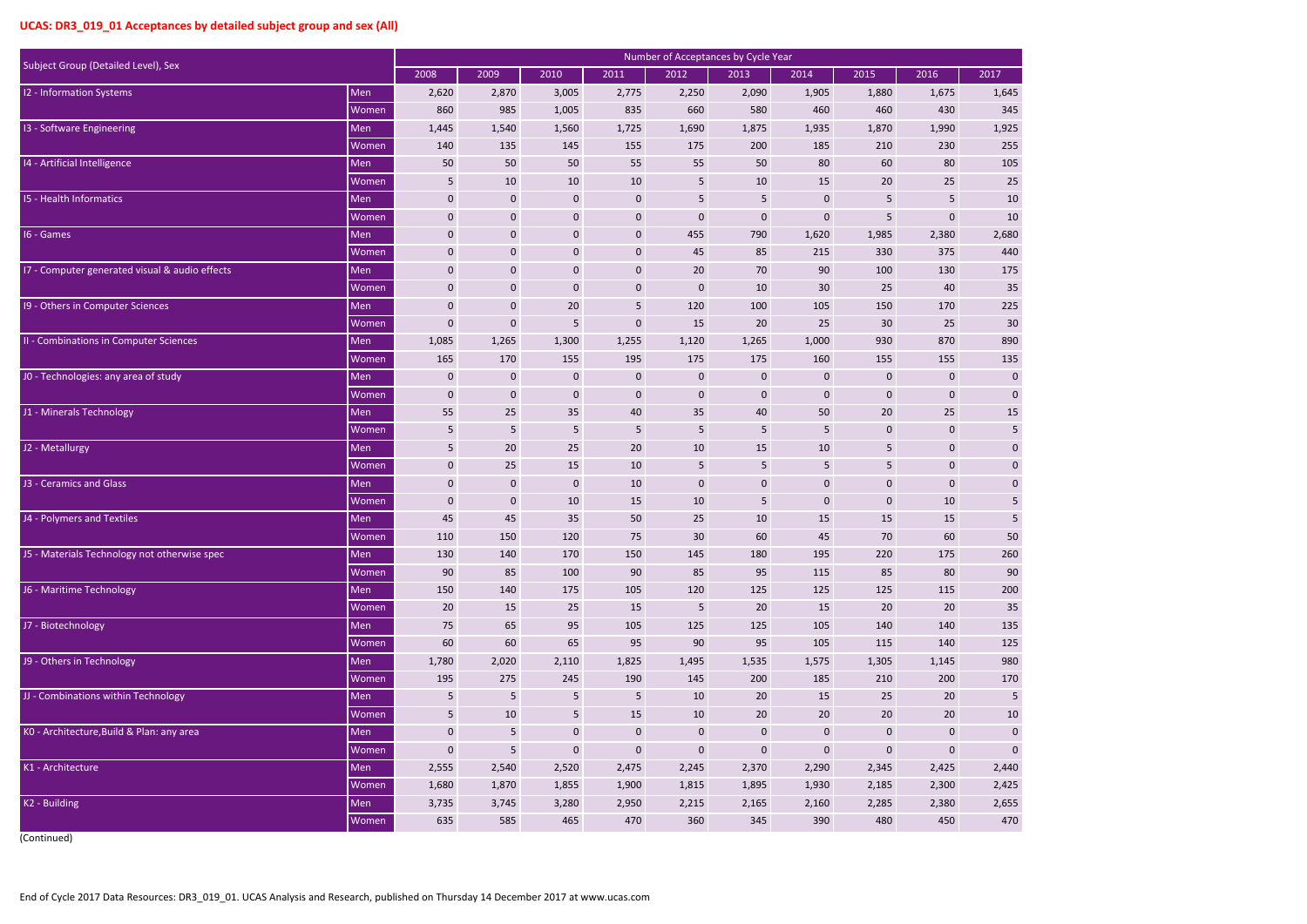## UCAS: DR3_019_01 Acceptances by detailed subject group and sex (All)

| Subject Group (Detailed Level), Sex | | Number of Acceptances by Cycle Year | | | | | | | | | |
|---|---|---|---|---|---|---|---|---|---|---|---|
| | | 2008 | 2009 | 2010 | 2011 | 2012 | 2013 | 2014 | 2015 | 2016 | 2017 |
| I2 - Information Systems | Men | 2,620 | 2,870 | 3,005 | 2,775 | 2,250 | 2,090 | 1,905 | 1,880 | 1,675 | 1,645 |
| | Women | 860 | 985 | 1,005 | 835 | 660 | 580 | 460 | 460 | 430 | 345 |
| I3 - Software Engineering | Men | 1,445 | 1,540 | 1,560 | 1,725 | 1,690 | 1,875 | 1,935 | 1,870 | 1,990 | 1,925 |
| | Women | 140 | 135 | 145 | 155 | 175 | 200 | 185 | 210 | 230 | 255 |
| I4 - Artificial Intelligence | Men | 50 | 50 | 50 | 55 | 55 | 50 | 80 | 60 | 80 | 105 |
| | Women | 5 | 10 | 10 | 10 | 5 | 10 | 15 | 20 | 25 | 25 |
| I5 - Health Informatics | Men | 0 | 0 | 0 | 0 | 5 | 5 | 0 | 5 | 5 | 10 |
| | Women | 0 | 0 | 0 | 0 | 0 | 0 | 0 | 5 | 0 | 10 |
| I6 - Games | Men | 0 | 0 | 0 | 0 | 455 | 790 | 1,620 | 1,985 | 2,380 | 2,680 |
| | Women | 0 | 0 | 0 | 0 | 45 | 85 | 215 | 330 | 375 | 440 |
| I7 - Computer generated visual & audio effects | Men | 0 | 0 | 0 | 0 | 20 | 70 | 90 | 100 | 130 | 175 |
| | Women | 0 | 0 | 0 | 0 | 0 | 10 | 30 | 25 | 40 | 35 |
| I9 - Others in Computer Sciences | Men | 0 | 0 | 20 | 5 | 120 | 100 | 105 | 150 | 170 | 225 |
| | Women | 0 | 0 | 5 | 0 | 15 | 20 | 25 | 30 | 25 | 30 |
| II - Combinations in Computer Sciences | Men | 1,085 | 1,265 | 1,300 | 1,255 | 1,120 | 1,265 | 1,000 | 930 | 870 | 890 |
| | Women | 165 | 170 | 155 | 195 | 175 | 175 | 160 | 155 | 155 | 135 |
| J0 - Technologies: any area of study | Men | 0 | 0 | 0 | 0 | 0 | 0 | 0 | 0 | 0 | 0 |
| | Women | 0 | 0 | 0 | 0 | 0 | 0 | 0 | 0 | 0 | 0 |
| J1 - Minerals Technology | Men | 55 | 25 | 35 | 40 | 35 | 40 | 50 | 20 | 25 | 15 |
| | Women | 5 | 5 | 5 | 5 | 5 | 5 | 5 | 0 | 0 | 5 |
| J2 - Metallurgy | Men | 5 | 20 | 25 | 20 | 10 | 15 | 10 | 5 | 0 | 0 |
| | Women | 0 | 25 | 15 | 10 | 5 | 5 | 5 | 5 | 0 | 0 |
| J3 - Ceramics and Glass | Men | 0 | 0 | 0 | 10 | 0 | 0 | 0 | 0 | 0 | 0 |
| | Women | 0 | 0 | 10 | 15 | 10 | 5 | 0 | 0 | 10 | 5 |
| J4 - Polymers and Textiles | Men | 45 | 45 | 35 | 50 | 25 | 10 | 15 | 15 | 15 | 5 |
| | Women | 110 | 150 | 120 | 75 | 30 | 60 | 45 | 70 | 60 | 50 |
| J5 - Materials Technology not otherwise spec | Men | 130 | 140 | 170 | 150 | 145 | 180 | 195 | 220 | 175 | 260 |
| | Women | 90 | 85 | 100 | 90 | 85 | 95 | 115 | 85 | 80 | 90 |
| J6 - Maritime Technology | Men | 150 | 140 | 175 | 105 | 120 | 125 | 125 | 125 | 115 | 200 |
| | Women | 20 | 15 | 25 | 15 | 5 | 20 | 15 | 20 | 20 | 35 |
| J7 - Biotechnology | Men | 75 | 65 | 95 | 105 | 125 | 125 | 105 | 140 | 140 | 135 |
| | Women | 60 | 60 | 65 | 95 | 90 | 95 | 105 | 115 | 140 | 125 |
| J9 - Others in Technology | Men | 1,780 | 2,020 | 2,110 | 1,825 | 1,495 | 1,535 | 1,575 | 1,305 | 1,145 | 980 |
| | Women | 195 | 275 | 245 | 190 | 145 | 200 | 185 | 210 | 200 | 170 |
| JJ - Combinations within Technology | Men | 5 | 5 | 5 | 5 | 10 | 20 | 15 | 25 | 20 | 5 |
| | Women | 5 | 10 | 5 | 15 | 10 | 20 | 20 | 20 | 20 | 10 |
| K0 - Architecture,Build & Plan: any area | Men | 0 | 5 | 0 | 0 | 0 | 0 | 0 | 0 | 0 | 0 |
| | Women | 0 | 5 | 0 | 0 | 0 | 0 | 0 | 0 | 0 | 0 |
| K1 - Architecture | Men | 2,555 | 2,540 | 2,520 | 2,475 | 2,245 | 2,370 | 2,290 | 2,345 | 2,425 | 2,440 |
| | Women | 1,680 | 1,870 | 1,855 | 1,900 | 1,815 | 1,895 | 1,930 | 2,185 | 2,300 | 2,425 |
| K2 - Building | Men | 3,735 | 3,745 | 3,280 | 2,950 | 2,215 | 2,165 | 2,160 | 2,285 | 2,380 | 2,655 |
| | Women | 635 | 585 | 465 | 470 | 360 | 345 | 390 | 480 | 450 | 470 |

(Continued)

End of Cycle 2017 Data Resources: DR3_019_01. UCAS Analysis and Research, published on Thursday 14 December 2017 at www.ucas.com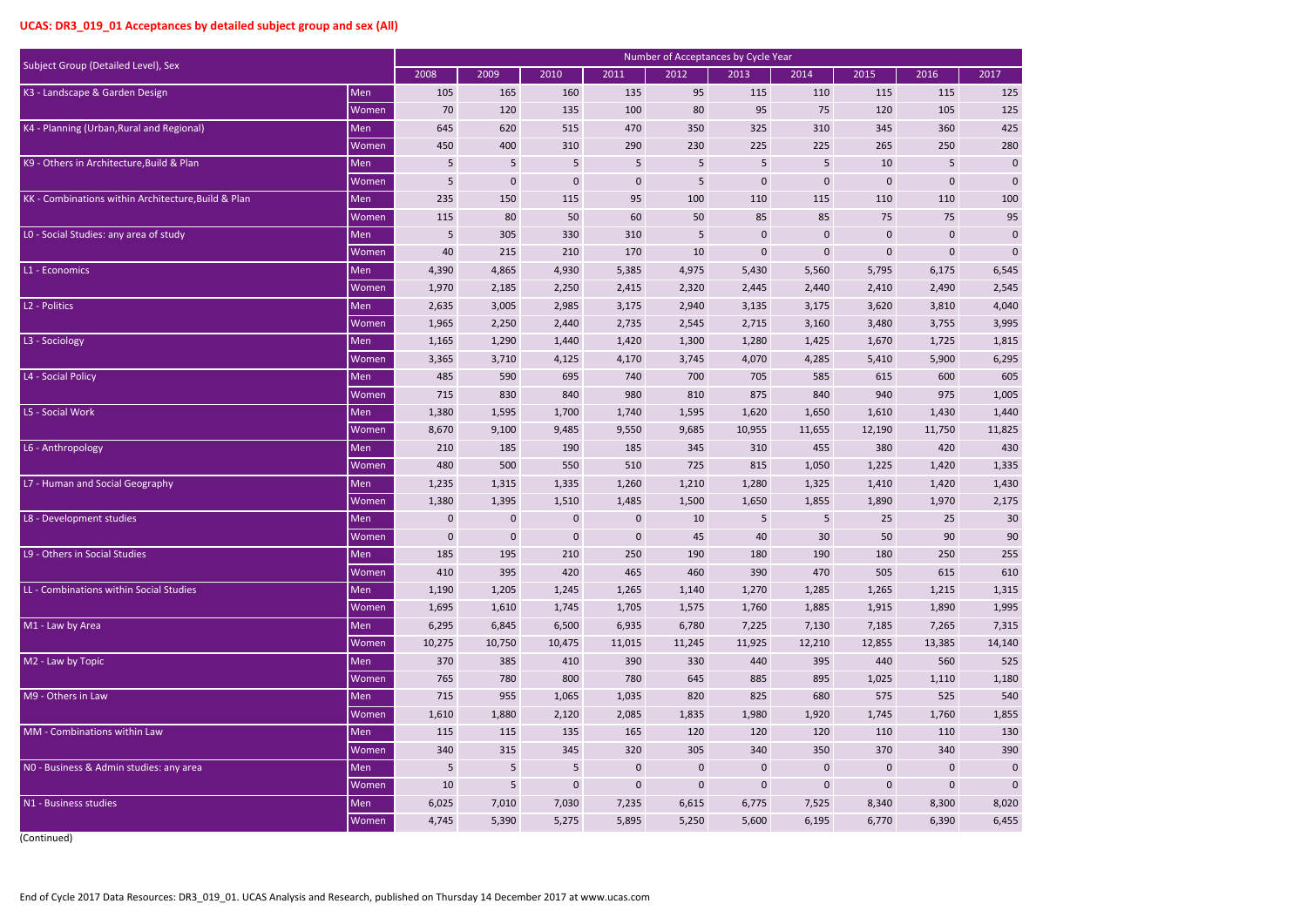## UCAS: DR3_019_01 Acceptances by detailed subject group and sex (All)

| Subject Group (Detailed Level), Sex | | Number of Acceptances by Cycle Year | | | | | | | | | |
|---|---|---|---|---|---|---|---|---|---|---|---|
| | | 2008 | 2009 | 2010 | 2011 | 2012 | 2013 | 2014 | 2015 | 2016 | 2017 |
| K3 - Landscape & Garden Design | Men | 105 | 165 | 160 | 135 | 95 | 115 | 110 | 115 | 115 | 125 |
| | Women | 70 | 120 | 135 | 100 | 80 | 95 | 75 | 120 | 105 | 125 |
| K4 - Planning (Urban,Rural and Regional) | Men | 645 | 620 | 515 | 470 | 350 | 325 | 310 | 345 | 360 | 425 |
| | Women | 450 | 400 | 310 | 290 | 230 | 225 | 225 | 265 | 250 | 280 |
| K9 - Others in Architecture,Build & Plan | Men | 5 | 5 | 5 | 5 | 5 | 5 | 5 | 10 | 5 | 0 |
| | Women | 5 | 0 | 0 | 0 | 5 | 0 | 0 | 0 | 0 | 0 |
| KK - Combinations within Architecture,Build & Plan | Men | 235 | 150 | 115 | 95 | 100 | 110 | 115 | 110 | 110 | 100 |
| | Women | 115 | 80 | 50 | 60 | 50 | 85 | 85 | 75 | 75 | 95 |
| L0 - Social Studies: any area of study | Men | 5 | 305 | 330 | 310 | 5 | 0 | 0 | 0 | 0 | 0 |
| | Women | 40 | 215 | 210 | 170 | 10 | 0 | 0 | 0 | 0 | 0 |
| L1 - Economics | Men | 4,390 | 4,865 | 4,930 | 5,385 | 4,975 | 5,430 | 5,560 | 5,795 | 6,175 | 6,545 |
| | Women | 1,970 | 2,185 | 2,250 | 2,415 | 2,320 | 2,445 | 2,440 | 2,410 | 2,490 | 2,545 |
| L2 - Politics | Men | 2,635 | 3,005 | 2,985 | 3,175 | 2,940 | 3,135 | 3,175 | 3,620 | 3,810 | 4,040 |
| | Women | 1,965 | 2,250 | 2,440 | 2,735 | 2,545 | 2,715 | 3,160 | 3,480 | 3,755 | 3,995 |
| L3 - Sociology | Men | 1,165 | 1,290 | 1,440 | 1,420 | 1,300 | 1,280 | 1,425 | 1,670 | 1,725 | 1,815 |
| | Women | 3,365 | 3,710 | 4,125 | 4,170 | 3,745 | 4,070 | 4,285 | 5,410 | 5,900 | 6,295 |
| L4 - Social Policy | Men | 485 | 590 | 695 | 740 | 700 | 705 | 585 | 615 | 600 | 605 |
| | Women | 715 | 830 | 840 | 980 | 810 | 875 | 840 | 940 | 975 | 1,005 |
| L5 - Social Work | Men | 1,380 | 1,595 | 1,700 | 1,740 | 1,595 | 1,620 | 1,650 | 1,610 | 1,430 | 1,440 |
| | Women | 8,670 | 9,100 | 9,485 | 9,550 | 9,685 | 10,955 | 11,655 | 12,190 | 11,750 | 11,825 |
| L6 - Anthropology | Men | 210 | 185 | 190 | 185 | 345 | 310 | 455 | 380 | 420 | 430 |
| | Women | 480 | 500 | 550 | 510 | 725 | 815 | 1,050 | 1,225 | 1,420 | 1,335 |
| L7 - Human and Social Geography | Men | 1,235 | 1,315 | 1,335 | 1,260 | 1,210 | 1,280 | 1,325 | 1,410 | 1,420 | 1,430 |
| | Women | 1,380 | 1,395 | 1,510 | 1,485 | 1,500 | 1,650 | 1,855 | 1,890 | 1,970 | 2,175 |
| L8 - Development studies | Men | 0 | 0 | 0 | 0 | 10 | 5 | 5 | 25 | 25 | 30 |
| | Women | 0 | 0 | 0 | 0 | 45 | 40 | 30 | 50 | 90 | 90 |
| L9 - Others in Social Studies | Men | 185 | 195 | 210 | 250 | 190 | 180 | 190 | 180 | 250 | 255 |
| | Women | 410 | 395 | 420 | 465 | 460 | 390 | 470 | 505 | 615 | 610 |
| LL - Combinations within Social Studies | Men | 1,190 | 1,205 | 1,245 | 1,265 | 1,140 | 1,270 | 1,285 | 1,265 | 1,215 | 1,315 |
| | Women | 1,695 | 1,610 | 1,745 | 1,705 | 1,575 | 1,760 | 1,885 | 1,915 | 1,890 | 1,995 |
| M1 - Law by Area | Men | 6,295 | 6,845 | 6,500 | 6,935 | 6,780 | 7,225 | 7,130 | 7,185 | 7,265 | 7,315 |
| | Women | 10,275 | 10,750 | 10,475 | 11,015 | 11,245 | 11,925 | 12,210 | 12,855 | 13,385 | 14,140 |
| M2 - Law by Topic | Men | 370 | 385 | 410 | 390 | 330 | 440 | 395 | 440 | 560 | 525 |
| | Women | 765 | 780 | 800 | 780 | 645 | 885 | 895 | 1,025 | 1,110 | 1,180 |
| M9 - Others in Law | Men | 715 | 955 | 1,065 | 1,035 | 820 | 825 | 680 | 575 | 525 | 540 |
| | Women | 1,610 | 1,880 | 2,120 | 2,085 | 1,835 | 1,980 | 1,920 | 1,745 | 1,760 | 1,855 |
| MM - Combinations within Law | Men | 115 | 115 | 135 | 165 | 120 | 120 | 120 | 110 | 110 | 130 |
| | Women | 340 | 315 | 345 | 320 | 305 | 340 | 350 | 370 | 340 | 390 |
| N0 - Business & Admin studies: any area | Men | 5 | 5 | 5 | 0 | 0 | 0 | 0 | 0 | 0 | 0 |
| | Women | 10 | 5 | 0 | 0 | 0 | 0 | 0 | 0 | 0 | 0 |
| N1 - Business studies | Men | 6,025 | 7,010 | 7,030 | 7,235 | 6,615 | 6,775 | 7,525 | 8,340 | 8,300 | 8,020 |
| | Women | 4,745 | 5,390 | 5,275 | 5,895 | 5,250 | 5,600 | 6,195 | 6,770 | 6,390 | 6,455 |

(Continued)

End of Cycle 2017 Data Resources: DR3_019_01. UCAS Analysis and Research, published on Thursday 14 December 2017 at www.ucas.com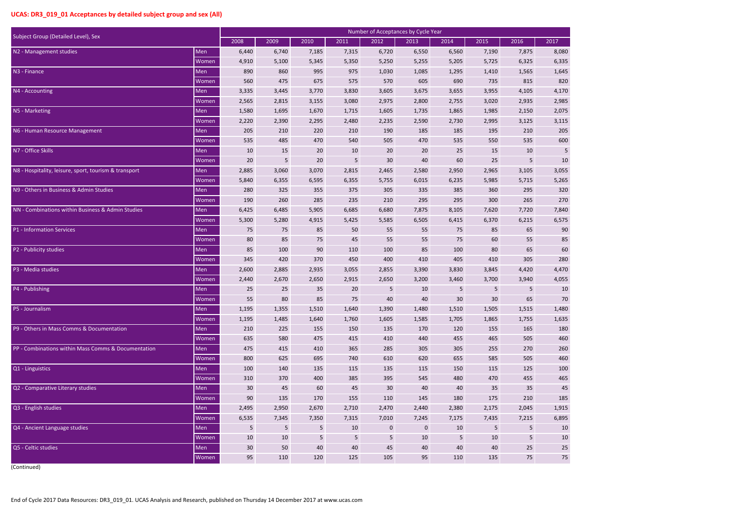**UCAS: DR3_019_01 Acceptances by detailed subject group and sex (All)**

| Subject Group (Detailed Level), Sex | | Number of Acceptances by Cycle Year | | | | | | | | | |
|---|---|---|---|---|---|---|---|---|---|---|---|
| | | 2008 | 2009 | 2010 | 2011 | 2012 | 2013 | 2014 | 2015 | 2016 | 2017 |
| N2 - Management studies | Men | 6,440 | 6,740 | 7,185 | 7,315 | 6,720 | 6,550 | 6,560 | 7,190 | 7,875 | 8,080 |
| | Women | 4,910 | 5,100 | 5,345 | 5,350 | 5,250 | 5,255 | 5,205 | 5,725 | 6,325 | 6,335 |
| N3 - Finance | Men | 890 | 860 | 995 | 975 | 1,030 | 1,085 | 1,295 | 1,410 | 1,565 | 1,645 |
| | Women | 560 | 475 | 675 | 575 | 570 | 605 | 690 | 735 | 815 | 820 |
| N4 - Accounting | Men | 3,335 | 3,445 | 3,770 | 3,830 | 3,605 | 3,675 | 3,655 | 3,955 | 4,105 | 4,170 |
| | Women | 2,565 | 2,815 | 3,155 | 3,080 | 2,975 | 2,800 | 2,755 | 3,020 | 2,935 | 2,985 |
| N5 - Marketing | Men | 1,580 | 1,695 | 1,670 | 1,715 | 1,605 | 1,735 | 1,865 | 1,985 | 2,150 | 2,075 |
| | Women | 2,220 | 2,390 | 2,295 | 2,480 | 2,235 | 2,590 | 2,730 | 2,995 | 3,125 | 3,115 |
| N6 - Human Resource Management | Men | 205 | 210 | 220 | 210 | 190 | 185 | 185 | 195 | 210 | 205 |
| | Women | 535 | 485 | 470 | 540 | 505 | 470 | 535 | 550 | 535 | 600 |
| N7 - Office Skills | Men | 10 | 15 | 20 | 10 | 20 | 20 | 25 | 15 | 10 | 5 |
| | Women | 20 | 5 | 20 | 5 | 30 | 40 | 60 | 25 | 5 | 10 |
| N8 - Hospitality, leisure, sport, tourism & transport | Men | 2,885 | 3,060 | 3,070 | 2,815 | 2,465 | 2,580 | 2,950 | 2,965 | 3,105 | 3,055 |
| | Women | 5,840 | 6,355 | 6,595 | 6,355 | 5,755 | 6,015 | 6,235 | 5,985 | 5,715 | 5,265 |
| N9 - Others in Business & Admin Studies | Men | 280 | 325 | 355 | 375 | 305 | 335 | 385 | 360 | 295 | 320 |
| | Women | 190 | 260 | 285 | 235 | 210 | 295 | 295 | 300 | 265 | 270 |
| NN - Combinations within Business & Admin Studies | Men | 6,425 | 6,485 | 5,905 | 6,685 | 6,680 | 7,875 | 8,105 | 7,620 | 7,720 | 7,840 |
| | Women | 5,300 | 5,280 | 4,915 | 5,425 | 5,585 | 6,505 | 6,415 | 6,370 | 6,215 | 6,575 |
| P1 - Information Services | Men | 75 | 75 | 85 | 50 | 55 | 55 | 75 | 85 | 65 | 90 |
| | Women | 80 | 85 | 75 | 45 | 55 | 55 | 75 | 60 | 55 | 85 |
| P2 - Publicity studies | Men | 85 | 100 | 90 | 110 | 100 | 85 | 100 | 80 | 65 | 60 |
| | Women | 345 | 420 | 370 | 450 | 400 | 410 | 405 | 410 | 305 | 280 |
| P3 - Media studies | Men | 2,600 | 2,885 | 2,935 | 3,055 | 2,855 | 3,390 | 3,830 | 3,845 | 4,420 | 4,470 |
| | Women | 2,440 | 2,670 | 2,650 | 2,915 | 2,650 | 3,200 | 3,460 | 3,700 | 3,940 | 4,055 |
| P4 - Publishing | Men | 25 | 25 | 35 | 20 | 5 | 10 | 5 | 5 | 5 | 10 |
| | Women | 55 | 80 | 85 | 75 | 40 | 40 | 30 | 30 | 65 | 70 |
| P5 - Journalism | Men | 1,195 | 1,355 | 1,510 | 1,640 | 1,390 | 1,480 | 1,510 | 1,505 | 1,515 | 1,480 |
| | Women | 1,195 | 1,485 | 1,640 | 1,760 | 1,605 | 1,585 | 1,705 | 1,865 | 1,755 | 1,635 |
| P9 - Others in Mass Comms & Documentation | Men | 210 | 225 | 155 | 150 | 135 | 170 | 120 | 155 | 165 | 180 |
| | Women | 635 | 580 | 475 | 415 | 410 | 440 | 455 | 465 | 505 | 460 |
| PP - Combinations within Mass Comms & Documentation | Men | 475 | 415 | 410 | 365 | 285 | 305 | 305 | 255 | 270 | 260 |
| | Women | 800 | 625 | 695 | 740 | 610 | 620 | 655 | 585 | 505 | 460 |
| Q1 - Linguistics | Men | 100 | 140 | 135 | 115 | 135 | 115 | 150 | 115 | 125 | 100 |
| | Women | 310 | 370 | 400 | 385 | 395 | 545 | 480 | 470 | 455 | 465 |
| Q2 - Comparative Literary studies | Men | 30 | 45 | 60 | 45 | 30 | 40 | 40 | 35 | 35 | 45 |
| | Women | 90 | 135 | 170 | 155 | 110 | 145 | 180 | 175 | 210 | 185 |
| Q3 - English studies | Men | 2,495 | 2,950 | 2,670 | 2,710 | 2,470 | 2,440 | 2,380 | 2,175 | 2,045 | 1,915 |
| | Women | 6,535 | 7,345 | 7,350 | 7,315 | 7,010 | 7,245 | 7,175 | 7,435 | 7,215 | 6,895 |
| Q4 - Ancient Language studies | Men | 5 | 5 | 5 | 10 | 0 | 0 | 10 | 5 | 5 | 10 |
| | Women | 10 | 10 | 5 | 5 | 5 | 10 | 5 | 10 | 5 | 10 |
| Q5 - Celtic studies | Men | 30 | 50 | 40 | 40 | 45 | 40 | 40 | 40 | 25 | 25 |
| | Women | 95 | 110 | 120 | 125 | 105 | 95 | 110 | 135 | 75 | 75 |

(Continued)

End of Cycle 2017 Data Resources: DR3_019_01. UCAS Analysis and Research, published on Thursday 14 December 2017 at www.ucas.com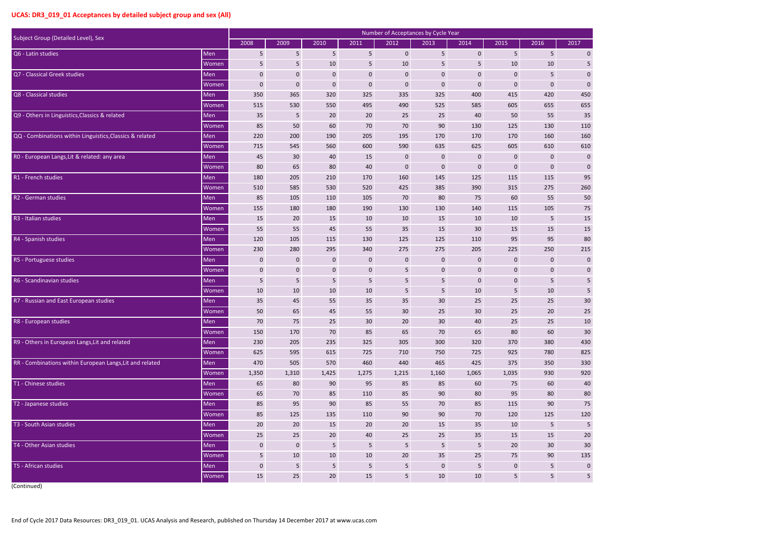## UCAS: DR3_019_01 Acceptances by detailed subject group and sex (All)

| Subject Group (Detailed Level), Sex | | Number of Acceptances by Cycle Year | | | | | | | | | |
|---|---|---|---|---|---|---|---|---|---|---|---|
| | | 2008 | 2009 | 2010 | 2011 | 2012 | 2013 | 2014 | 2015 | 2016 | 2017 |
| Q6 - Latin studies | Men | 5 | 5 | 5 | 5 | 0 | 5 | 0 | 5 | 5 | 0 |
| | Women | 5 | 5 | 10 | 5 | 10 | 5 | 5 | 10 | 10 | 5 |
| Q7 - Classical Greek studies | Men | 0 | 0 | 0 | 0 | 0 | 0 | 0 | 0 | 5 | 0 |
| | Women | 0 | 0 | 0 | 0 | 0 | 0 | 0 | 0 | 0 | 0 |
| Q8 - Classical studies | Men | 350 | 365 | 320 | 325 | 335 | 325 | 400 | 415 | 420 | 450 |
| | Women | 515 | 530 | 550 | 495 | 490 | 525 | 585 | 605 | 655 | 655 |
| Q9 - Others in Linguistics,Classics & related | Men | 35 | 5 | 20 | 20 | 25 | 25 | 40 | 50 | 55 | 35 |
| | Women | 85 | 50 | 60 | 70 | 70 | 90 | 130 | 125 | 130 | 110 |
| QQ - Combinations within Linguistics,Classics & related | Men | 220 | 200 | 190 | 205 | 195 | 170 | 170 | 170 | 160 | 160 |
| | Women | 715 | 545 | 560 | 600 | 590 | 635 | 625 | 605 | 610 | 610 |
| R0 - European Langs,Lit & related: any area | Men | 45 | 30 | 40 | 15 | 0 | 0 | 0 | 0 | 0 | 0 |
| | Women | 80 | 65 | 80 | 40 | 0 | 0 | 0 | 0 | 0 | 0 |
| R1 - French studies | Men | 180 | 205 | 210 | 170 | 160 | 145 | 125 | 115 | 115 | 95 |
| | Women | 510 | 585 | 530 | 520 | 425 | 385 | 390 | 315 | 275 | 260 |
| R2 - German studies | Men | 85 | 105 | 110 | 105 | 70 | 80 | 75 | 60 | 55 | 50 |
| | Women | 155 | 180 | 180 | 190 | 130 | 130 | 140 | 115 | 105 | 75 |
| R3 - Italian studies | Men | 15 | 20 | 15 | 10 | 10 | 15 | 10 | 10 | 5 | 15 |
| | Women | 55 | 55 | 45 | 55 | 35 | 15 | 30 | 15 | 15 | 15 |
| R4 - Spanish studies | Men | 120 | 105 | 115 | 130 | 125 | 125 | 110 | 95 | 95 | 80 |
| | Women | 230 | 280 | 295 | 340 | 275 | 275 | 205 | 225 | 250 | 215 |
| R5 - Portuguese studies | Men | 0 | 0 | 0 | 0 | 0 | 0 | 0 | 0 | 0 | 0 |
| | Women | 0 | 0 | 0 | 0 | 5 | 0 | 0 | 0 | 0 | 0 |
| R6 - Scandinavian studies | Men | 5 | 5 | 5 | 5 | 5 | 5 | 0 | 0 | 5 | 5 |
| | Women | 10 | 10 | 10 | 10 | 5 | 5 | 10 | 5 | 10 | 5 |
| R7 - Russian and East European studies | Men | 35 | 45 | 55 | 35 | 35 | 30 | 25 | 25 | 25 | 30 |
| | Women | 50 | 65 | 45 | 55 | 30 | 25 | 30 | 25 | 20 | 25 |
| R8 - European studies | Men | 70 | 75 | 25 | 30 | 20 | 30 | 40 | 25 | 25 | 10 |
| | Women | 150 | 170 | 70 | 85 | 65 | 70 | 65 | 80 | 60 | 30 |
| R9 - Others in European Langs,Lit and related | Men | 230 | 205 | 235 | 325 | 305 | 300 | 320 | 370 | 380 | 430 |
| | Women | 625 | 595 | 615 | 725 | 710 | 750 | 725 | 925 | 780 | 825 |
| RR - Combinations within European Langs,Lit and related | Men | 470 | 505 | 570 | 460 | 440 | 465 | 425 | 375 | 350 | 330 |
| | Women | 1,350 | 1,310 | 1,425 | 1,275 | 1,215 | 1,160 | 1,065 | 1,035 | 930 | 920 |
| T1 - Chinese studies | Men | 65 | 80 | 90 | 95 | 85 | 85 | 60 | 75 | 60 | 40 |
| | Women | 65 | 70 | 85 | 110 | 85 | 90 | 80 | 95 | 80 | 80 |
| T2 - Japanese studies | Men | 85 | 95 | 90 | 85 | 55 | 70 | 85 | 115 | 90 | 75 |
| | Women | 85 | 125 | 135 | 110 | 90 | 90 | 70 | 120 | 125 | 120 |
| T3 - South Asian studies | Men | 20 | 20 | 15 | 20 | 20 | 15 | 35 | 10 | 5 | 5 |
| | Women | 25 | 25 | 20 | 40 | 25 | 25 | 35 | 15 | 15 | 20 |
| T4 - Other Asian studies | Men | 0 | 0 | 5 | 5 | 5 | 5 | 5 | 20 | 30 | 30 |
| | Women | 5 | 10 | 10 | 10 | 20 | 35 | 25 | 75 | 90 | 135 |
| T5 - African studies | Men | 0 | 5 | 5 | 5 | 5 | 0 | 5 | 0 | 5 | 0 |
| | Women | 15 | 25 | 20 | 15 | 5 | 10 | 10 | 5 | 5 | 5 |

(Continued)

End of Cycle 2017 Data Resources: DR3_019_01. UCAS Analysis and Research, published on Thursday 14 December 2017 at www.ucas.com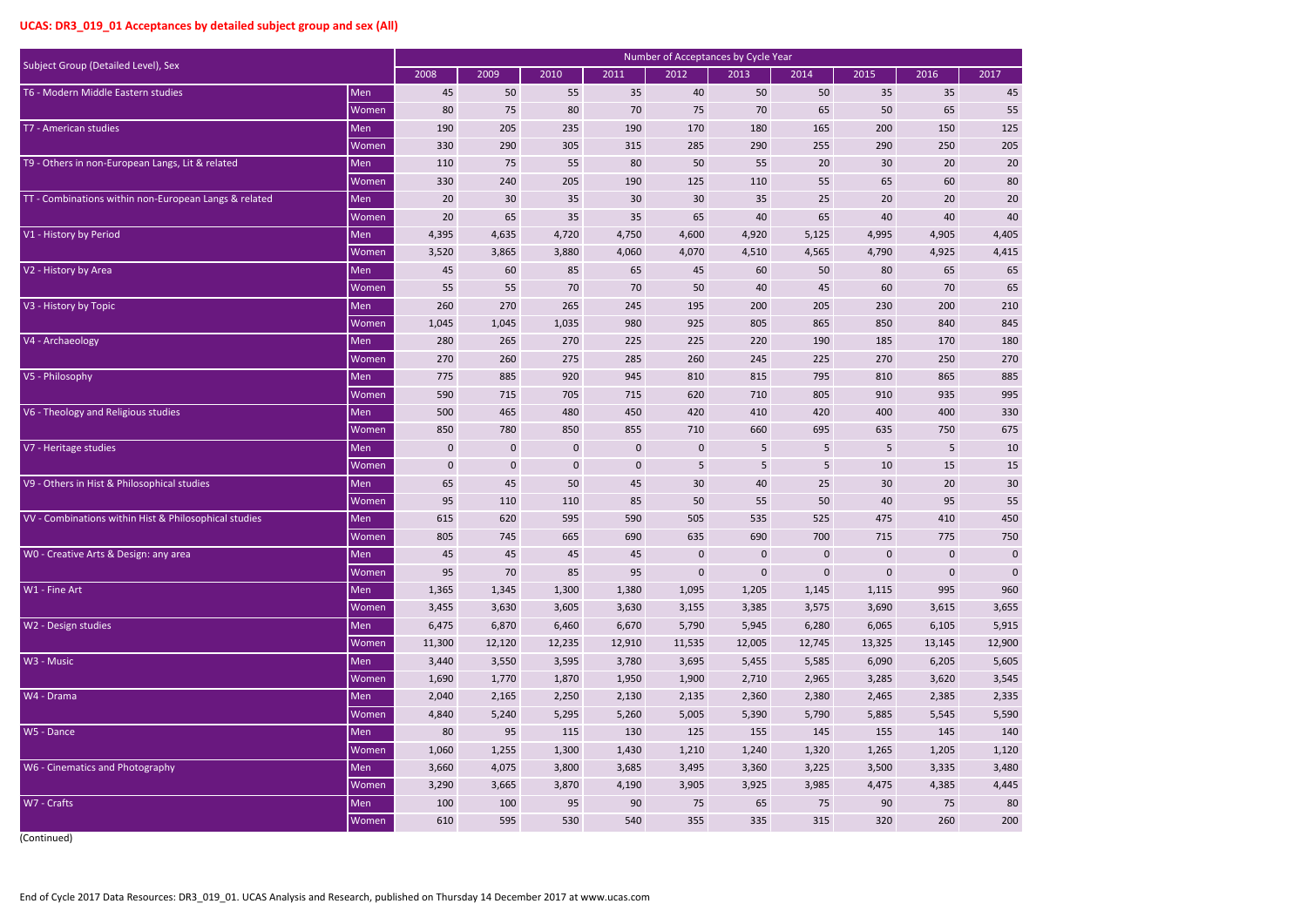## UCAS: DR3_019_01 Acceptances by detailed subject group and sex (All)

| Subject Group (Detailed Level), Sex | | Number of Acceptances by Cycle Year | | | | | | | | | |
|---|---|---|---|---|---|---|---|---|---|---|---|
| | | 2008 | 2009 | 2010 | 2011 | 2012 | 2013 | 2014 | 2015 | 2016 | 2017 |
| T6 - Modern Middle Eastern studies | Men | 45 | 50 | 55 | 35 | 40 | 50 | 50 | 35 | 35 | 45 |
| | Women | 80 | 75 | 80 | 70 | 75 | 70 | 65 | 50 | 65 | 55 |
| T7 - American studies | Men | 190 | 205 | 235 | 190 | 170 | 180 | 165 | 200 | 150 | 125 |
| | Women | 330 | 290 | 305 | 315 | 285 | 290 | 255 | 290 | 250 | 205 |
| T9 - Others in non-European Langs, Lit & related | Men | 110 | 75 | 55 | 80 | 50 | 55 | 20 | 30 | 20 | 20 |
| | Women | 330 | 240 | 205 | 190 | 125 | 110 | 55 | 65 | 60 | 80 |
| TT - Combinations within non-European Langs & related | Men | 20 | 30 | 35 | 30 | 30 | 35 | 25 | 20 | 20 | 20 |
| | Women | 20 | 65 | 35 | 35 | 65 | 40 | 65 | 40 | 40 | 40 |
| V1 - History by Period | Men | 4,395 | 4,635 | 4,720 | 4,750 | 4,600 | 4,920 | 5,125 | 4,995 | 4,905 | 4,405 |
| | Women | 3,520 | 3,865 | 3,880 | 4,060 | 4,070 | 4,510 | 4,565 | 4,790 | 4,925 | 4,415 |
| V2 - History by Area | Men | 45 | 60 | 85 | 65 | 45 | 60 | 50 | 80 | 65 | 65 |
| | Women | 55 | 55 | 70 | 70 | 50 | 40 | 45 | 60 | 70 | 65 |
| V3 - History by Topic | Men | 260 | 270 | 265 | 245 | 195 | 200 | 205 | 230 | 200 | 210 |
| | Women | 1,045 | 1,045 | 1,035 | 980 | 925 | 805 | 865 | 850 | 840 | 845 |
| V4 - Archaeology | Men | 280 | 265 | 270 | 225 | 225 | 220 | 190 | 185 | 170 | 180 |
| | Women | 270 | 260 | 275 | 285 | 260 | 245 | 225 | 270 | 250 | 270 |
| V5 - Philosophy | Men | 775 | 885 | 920 | 945 | 810 | 815 | 795 | 810 | 865 | 885 |
| | Women | 590 | 715 | 705 | 715 | 620 | 710 | 805 | 910 | 935 | 995 |
| V6 - Theology and Religious studies | Men | 500 | 465 | 480 | 450 | 420 | 410 | 420 | 400 | 400 | 330 |
| | Women | 850 | 780 | 850 | 855 | 710 | 660 | 695 | 635 | 750 | 675 |
| V7 - Heritage studies | Men | 0 | 0 | 0 | 0 | 0 | 5 | 5 | 5 | 5 | 10 |
| | Women | 0 | 0 | 0 | 0 | 5 | 5 | 5 | 10 | 15 | 15 |
| V9 - Others in Hist & Philosophical studies | Men | 65 | 45 | 50 | 45 | 30 | 40 | 25 | 30 | 20 | 30 |
| | Women | 95 | 110 | 110 | 85 | 50 | 55 | 50 | 40 | 95 | 55 |
| VV - Combinations within Hist & Philosophical studies | Men | 615 | 620 | 595 | 590 | 505 | 535 | 525 | 475 | 410 | 450 |
| | Women | 805 | 745 | 665 | 690 | 635 | 690 | 700 | 715 | 775 | 750 |
| W0 - Creative Arts & Design: any area | Men | 45 | 45 | 45 | 45 | 0 | 0 | 0 | 0 | 0 | 0 |
| | Women | 95 | 70 | 85 | 95 | 0 | 0 | 0 | 0 | 0 | 0 |
| W1 - Fine Art | Men | 1,365 | 1,345 | 1,300 | 1,380 | 1,095 | 1,205 | 1,145 | 1,115 | 995 | 960 |
| | Women | 3,455 | 3,630 | 3,605 | 3,630 | 3,155 | 3,385 | 3,575 | 3,690 | 3,615 | 3,655 |
| W2 - Design studies | Men | 6,475 | 6,870 | 6,460 | 6,670 | 5,790 | 5,945 | 6,280 | 6,065 | 6,105 | 5,915 |
| | Women | 11,300 | 12,120 | 12,235 | 12,910 | 11,535 | 12,005 | 12,745 | 13,325 | 13,145 | 12,900 |
| W3 - Music | Men | 3,440 | 3,550 | 3,595 | 3,780 | 3,695 | 5,455 | 5,585 | 6,090 | 6,205 | 5,605 |
| | Women | 1,690 | 1,770 | 1,870 | 1,950 | 1,900 | 2,710 | 2,965 | 3,285 | 3,620 | 3,545 |
| W4 - Drama | Men | 2,040 | 2,165 | 2,250 | 2,130 | 2,135 | 2,360 | 2,380 | 2,465 | 2,385 | 2,335 |
| | Women | 4,840 | 5,240 | 5,295 | 5,260 | 5,005 | 5,390 | 5,790 | 5,885 | 5,545 | 5,590 |
| W5 - Dance | Men | 80 | 95 | 115 | 130 | 125 | 155 | 145 | 155 | 145 | 140 |
| | Women | 1,060 | 1,255 | 1,300 | 1,430 | 1,210 | 1,240 | 1,320 | 1,265 | 1,205 | 1,120 |
| W6 - Cinematics and Photography | Men | 3,660 | 4,075 | 3,800 | 3,685 | 3,495 | 3,360 | 3,225 | 3,500 | 3,335 | 3,480 |
| | Women | 3,290 | 3,665 | 3,870 | 4,190 | 3,905 | 3,925 | 3,985 | 4,475 | 4,385 | 4,445 |
| W7 - Crafts | Men | 100 | 100 | 95 | 90 | 75 | 65 | 75 | 90 | 75 | 80 |
| | Women | 610 | 595 | 530 | 540 | 355 | 335 | 315 | 320 | 260 | 200 |

(Continued)

End of Cycle 2017 Data Resources: DR3_019_01. UCAS Analysis and Research, published on Thursday 14 December 2017 at www.ucas.com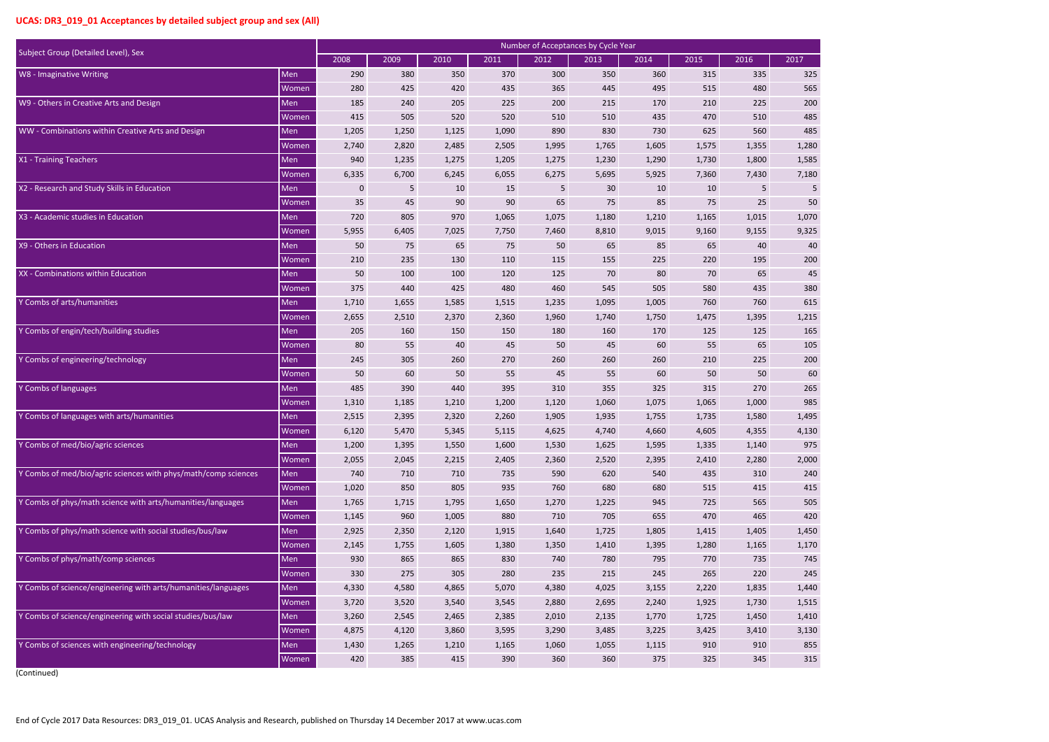**UCAS: DR3_019_01 Acceptances by detailed subject group and sex (All)**

| Subject Group (Detailed Level), Sex | | Number of Acceptances by Cycle Year | | | | | | | | | |
|---|---|---|---|---|---|---|---|---|---|---|---|
| | | 2008 | 2009 | 2010 | 2011 | 2012 | 2013 | 2014 | 2015 | 2016 | 2017 |
| W8 - Imaginative Writing | Men | 290 | 380 | 350 | 370 | 300 | 350 | 360 | 315 | 335 | 325 |
| | Women | 280 | 425 | 420 | 435 | 365 | 445 | 495 | 515 | 480 | 565 |
| W9 - Others in Creative Arts and Design | Men | 185 | 240 | 205 | 225 | 200 | 215 | 170 | 210 | 225 | 200 |
| | Women | 415 | 505 | 520 | 520 | 510 | 510 | 435 | 470 | 510 | 485 |
| WW - Combinations within Creative Arts and Design | Men | 1,205 | 1,250 | 1,125 | 1,090 | 890 | 830 | 730 | 625 | 560 | 485 |
| | Women | 2,740 | 2,820 | 2,485 | 2,505 | 1,995 | 1,765 | 1,605 | 1,575 | 1,355 | 1,280 |
| X1 - Training Teachers | Men | 940 | 1,235 | 1,275 | 1,205 | 1,275 | 1,230 | 1,290 | 1,730 | 1,800 | 1,585 |
| | Women | 6,335 | 6,700 | 6,245 | 6,055 | 6,275 | 5,695 | 5,925 | 7,360 | 7,430 | 7,180 |
| X2 - Research and Study Skills in Education | Men | 0 | 5 | 10 | 15 | 5 | 30 | 10 | 10 | 5 | 5 |
| | Women | 35 | 45 | 90 | 90 | 65 | 75 | 85 | 75 | 25 | 50 |
| X3 - Academic studies in Education | Men | 720 | 805 | 970 | 1,065 | 1,075 | 1,180 | 1,210 | 1,165 | 1,015 | 1,070 |
| | Women | 5,955 | 6,405 | 7,025 | 7,750 | 7,460 | 8,810 | 9,015 | 9,160 | 9,155 | 9,325 |
| X9 - Others in Education | Men | 50 | 75 | 65 | 75 | 50 | 65 | 85 | 65 | 40 | 40 |
| | Women | 210 | 235 | 130 | 110 | 115 | 155 | 225 | 220 | 195 | 200 |
| XX - Combinations within Education | Men | 50 | 100 | 100 | 120 | 125 | 70 | 80 | 70 | 65 | 45 |
| | Women | 375 | 440 | 425 | 480 | 460 | 545 | 505 | 580 | 435 | 380 |
| Y Combs of arts/humanities | Men | 1,710 | 1,655 | 1,585 | 1,515 | 1,235 | 1,095 | 1,005 | 760 | 760 | 615 |
| | Women | 2,655 | 2,510 | 2,370 | 2,360 | 1,960 | 1,740 | 1,750 | 1,475 | 1,395 | 1,215 |
| Y Combs of engin/tech/building studies | Men | 205 | 160 | 150 | 150 | 180 | 160 | 170 | 125 | 125 | 165 |
| | Women | 80 | 55 | 40 | 45 | 50 | 45 | 60 | 55 | 65 | 105 |
| Y Combs of engineering/technology | Men | 245 | 305 | 260 | 270 | 260 | 260 | 260 | 210 | 225 | 200 |
| | Women | 50 | 60 | 50 | 55 | 45 | 55 | 60 | 50 | 50 | 60 |
| Y Combs of languages | Men | 485 | 390 | 440 | 395 | 310 | 355 | 325 | 315 | 270 | 265 |
| | Women | 1,310 | 1,185 | 1,210 | 1,200 | 1,120 | 1,060 | 1,075 | 1,065 | 1,000 | 985 |
| Y Combs of languages with arts/humanities | Men | 2,515 | 2,395 | 2,320 | 2,260 | 1,905 | 1,935 | 1,755 | 1,735 | 1,580 | 1,495 |
| | Women | 6,120 | 5,470 | 5,345 | 5,115 | 4,625 | 4,740 | 4,660 | 4,605 | 4,355 | 4,130 |
| Y Combs of med/bio/agric sciences | Men | 1,200 | 1,395 | 1,550 | 1,600 | 1,530 | 1,625 | 1,595 | 1,335 | 1,140 | 975 |
| | Women | 2,055 | 2,045 | 2,215 | 2,405 | 2,360 | 2,520 | 2,395 | 2,410 | 2,280 | 2,000 |
| Y Combs of med/bio/agric sciences with phys/math/comp sciences | Men | 740 | 710 | 710 | 735 | 590 | 620 | 540 | 435 | 310 | 240 |
| | Women | 1,020 | 850 | 805 | 935 | 760 | 680 | 680 | 515 | 415 | 415 |
| Y Combs of phys/math science with arts/humanities/languages | Men | 1,765 | 1,715 | 1,795 | 1,650 | 1,270 | 1,225 | 945 | 725 | 565 | 505 |
| | Women | 1,145 | 960 | 1,005 | 880 | 710 | 705 | 655 | 470 | 465 | 420 |
| Y Combs of phys/math science with social studies/bus/law | Men | 2,925 | 2,350 | 2,120 | 1,915 | 1,640 | 1,725 | 1,805 | 1,415 | 1,405 | 1,450 |
| | Women | 2,145 | 1,755 | 1,605 | 1,380 | 1,350 | 1,410 | 1,395 | 1,280 | 1,165 | 1,170 |
| Y Combs of phys/math/comp sciences | Men | 930 | 865 | 865 | 830 | 740 | 780 | 795 | 770 | 735 | 745 |
| | Women | 330 | 275 | 305 | 280 | 235 | 215 | 245 | 265 | 220 | 245 |
| Y Combs of science/engineering with arts/humanities/languages | Men | 4,330 | 4,580 | 4,865 | 5,070 | 4,380 | 4,025 | 3,155 | 2,220 | 1,835 | 1,440 |
| | Women | 3,720 | 3,520 | 3,540 | 3,545 | 2,880 | 2,695 | 2,240 | 1,925 | 1,730 | 1,515 |
| Y Combs of science/engineering with social studies/bus/law | Men | 3,260 | 2,545 | 2,465 | 2,385 | 2,010 | 2,135 | 1,770 | 1,725 | 1,450 | 1,410 |
| | Women | 4,875 | 4,120 | 3,860 | 3,595 | 3,290 | 3,485 | 3,225 | 3,425 | 3,410 | 3,130 |
| Y Combs of sciences with engineering/technology | Men | 1,430 | 1,265 | 1,210 | 1,165 | 1,060 | 1,055 | 1,115 | 910 | 910 | 855 |
| | Women | 420 | 385 | 415 | 390 | 360 | 360 | 375 | 325 | 345 | 315 |

(Continued)

End of Cycle 2017 Data Resources: DR3_019_01. UCAS Analysis and Research, published on Thursday 14 December 2017 at www.ucas.com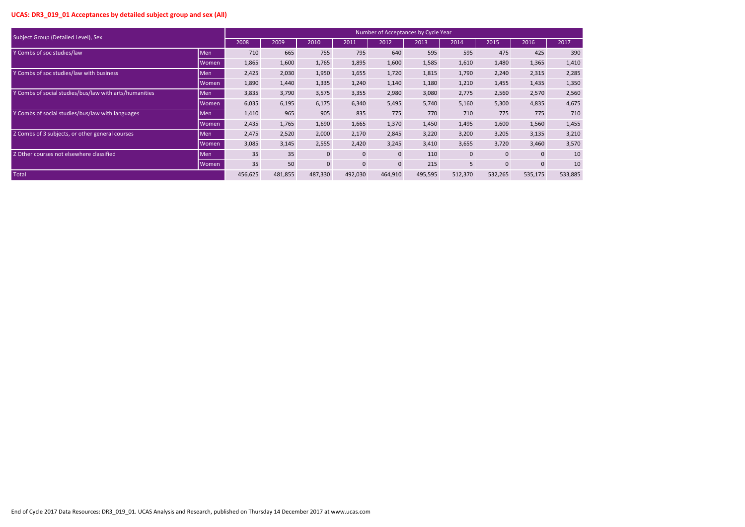## UCAS: DR3_019_01 Acceptances by detailed subject group and sex (All)

| Subject Group (Detailed Level), Sex | | Number of Acceptances by Cycle Year | | | | | | | | | |
|---|---|---|---|---|---|---|---|---|---|---|---|
| | | 2008 | 2009 | 2010 | 2011 | 2012 | 2013 | 2014 | 2015 | 2016 | 2017 |
| Y Combs of soc studies/law | Men | 710 | 665 | 755 | 795 | 640 | 595 | 595 | 475 | 425 | 390 |
| | Women | 1,865 | 1,600 | 1,765 | 1,895 | 1,600 | 1,585 | 1,610 | 1,480 | 1,365 | 1,410 |
| Y Combs of soc studies/law with business | Men | 2,425 | 2,030 | 1,950 | 1,655 | 1,720 | 1,815 | 1,790 | 2,240 | 2,315 | 2,285 |
| | Women | 1,890 | 1,440 | 1,335 | 1,240 | 1,140 | 1,180 | 1,210 | 1,455 | 1,435 | 1,350 |
| Y Combs of social studies/bus/law with arts/humanities | Men | 3,835 | 3,790 | 3,575 | 3,355 | 2,980 | 3,080 | 2,775 | 2,560 | 2,570 | 2,560 |
| | Women | 6,035 | 6,195 | 6,175 | 6,340 | 5,495 | 5,740 | 5,160 | 5,300 | 4,835 | 4,675 |
| Y Combs of social studies/bus/law with languages | Men | 1,410 | 965 | 905 | 835 | 775 | 770 | 710 | 775 | 775 | 710 |
| | Women | 2,435 | 1,765 | 1,690 | 1,665 | 1,370 | 1,450 | 1,495 | 1,600 | 1,560 | 1,455 |
| Z Combs of 3 subjects, or other general courses | Men | 2,475 | 2,520 | 2,000 | 2,170 | 2,845 | 3,220 | 3,200 | 3,205 | 3,135 | 3,210 |
| | Women | 3,085 | 3,145 | 2,555 | 2,420 | 3,245 | 3,410 | 3,655 | 3,720 | 3,460 | 3,570 |
| Z Other courses not elsewhere classified | Men | 35 | 35 | 0 | 0 | 0 | 110 | 0 | 0 | 0 | 10 |
| | Women | 35 | 50 | 0 | 0 | 0 | 215 | 5 | 0 | 0 | 10 |
| Total | | 456,625 | 481,855 | 487,330 | 492,030 | 464,910 | 495,595 | 512,370 | 532,265 | 535,175 | 533,885 |

End of Cycle 2017 Data Resources: DR3_019_01. UCAS Analysis and Research, published on Thursday 14 December 2017 at www.ucas.com